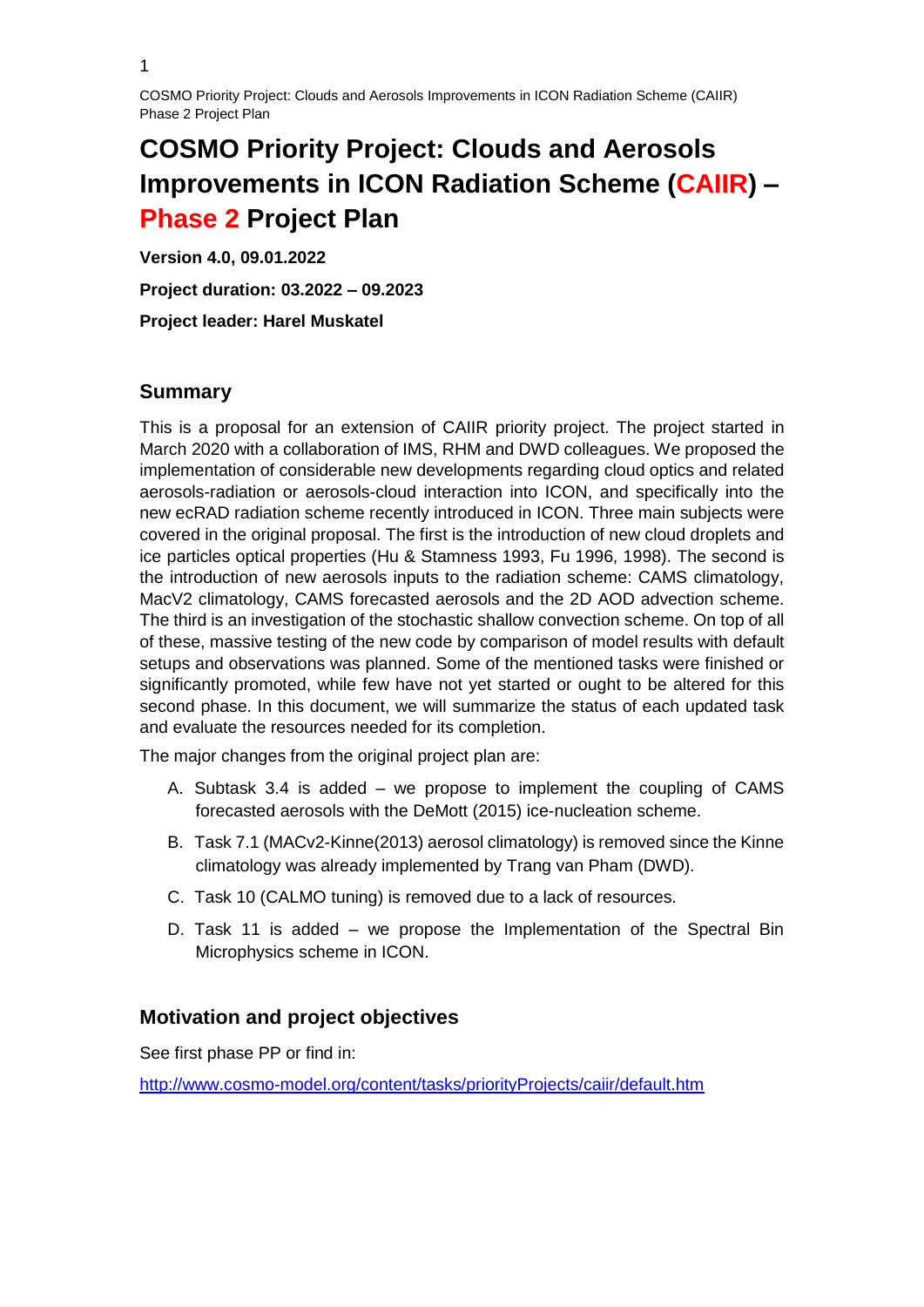# COSMO Priority Project: Clouds and Aerosols Improvements in ICON Radiation Scheme (CAIIR) – Phase 2 Project Plan

**Version 4.0, 09.01.2022**

**Project duration: 03.2022 – 09.2023**

**Project leader: Harel Muskatel**

## Summary

This is a proposal for an extension of CAIIR priority project. The project started in March 2020 with a collaboration of IMS, RHM and DWD colleagues. We proposed the implementation of considerable new developments regarding cloud optics and related aerosols-radiation or aerosols-cloud interaction into ICON, and specifically into the new ecRAD radiation scheme recently introduced in ICON. Three main subjects were covered in the original proposal. The first is the introduction of new cloud droplets and ice particles optical properties (Hu & Stamness 1993, Fu 1996, 1998). The second is the introduction of new aerosols inputs to the radiation scheme: CAMS climatology, MacV2 climatology, CAMS forecasted aerosols and the 2D AOD advection scheme. The third is an investigation of the stochastic shallow convection scheme. On top of all of these, massive testing of the new code by comparison of model results with default setups and observations was planned. Some of the mentioned tasks were finished or significantly promoted, while few have not yet started or ought to be altered for this second phase. In this document, we will summarize the status of each updated task and evaluate the resources needed for its completion.

The major changes from the original project plan are:

A. Subtask 3.4 is added – we propose to implement the coupling of CAMS forecasted aerosols with the DeMott (2015) ice-nucleation scheme.

B. Task 7.1 (MACv2-Kinne(2013) aerosol climatology) is removed since the Kinne climatology was already implemented by Trang van Pham (DWD).

C. Task 10 (CALMO tuning) is removed due to a lack of resources.

D. Task 11 is added – we propose the Implementation of the Spectral Bin Microphysics scheme in ICON.

## Motivation and project objectives

See first phase PP or find in:

http://www.cosmo-model.org/content/tasks/priorityProjects/caiir/default.htm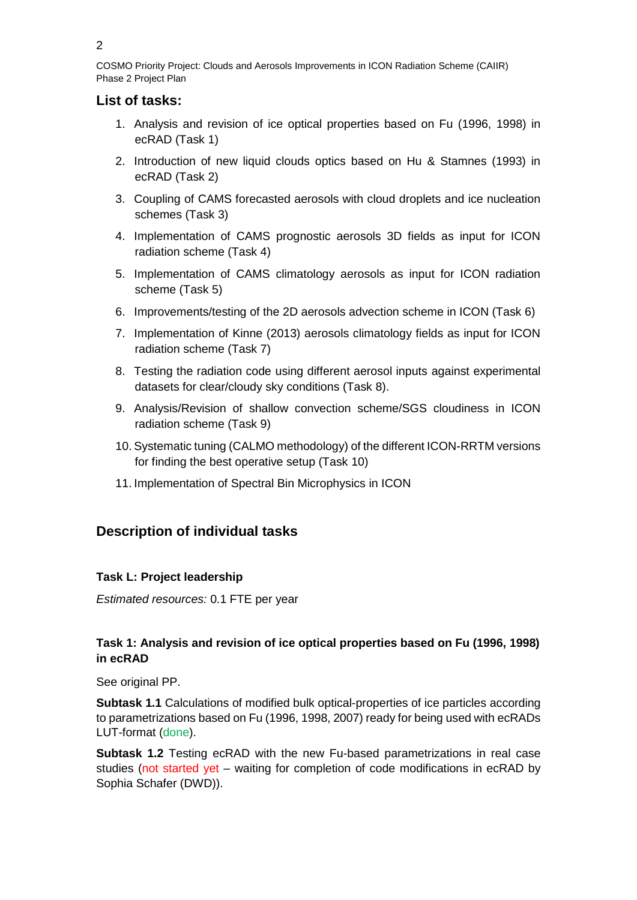## List of tasks:

1. Analysis and revision of ice optical properties based on Fu (1996, 1998) in ecRAD (Task 1)
2. Introduction of new liquid clouds optics based on Hu & Stamnes (1993) in ecRAD (Task 2)
3. Coupling of CAMS forecasted aerosols with cloud droplets and ice nucleation schemes (Task 3)
4. Implementation of CAMS prognostic aerosols 3D fields as input for ICON radiation scheme (Task 4)
5. Implementation of CAMS climatology aerosols as input for ICON radiation scheme (Task 5)
6. Improvements/testing of the 2D aerosols advection scheme in ICON (Task 6)
7. Implementation of Kinne (2013) aerosols climatology fields as input for ICON radiation scheme (Task 7)
8. Testing the radiation code using different aerosol inputs against experimental datasets for clear/cloudy sky conditions (Task 8).
9. Analysis/Revision of shallow convection scheme/SGS cloudiness in ICON radiation scheme (Task 9)
10. Systematic tuning (CALMO methodology) of the different ICON-RRTM versions for finding the best operative setup (Task 10)
11. Implementation of Spectral Bin Microphysics in ICON

## Description of individual tasks

### Task L: Project leadership

*Estimated resources:* 0.1 FTE per year

### Task 1: Analysis and revision of ice optical properties based on Fu (1996, 1998) in ecRAD

See original PP.

**Subtask 1.1** Calculations of modified bulk optical-properties of ice particles according to parametrizations based on Fu (1996, 1998, 2007) ready for being used with ecRADs LUT-format (done).

**Subtask 1.2** Testing ecRAD with the new Fu-based parametrizations in real case studies (not started yet – waiting for completion of code modifications in ecRAD by Sophia Schafer (DWD)).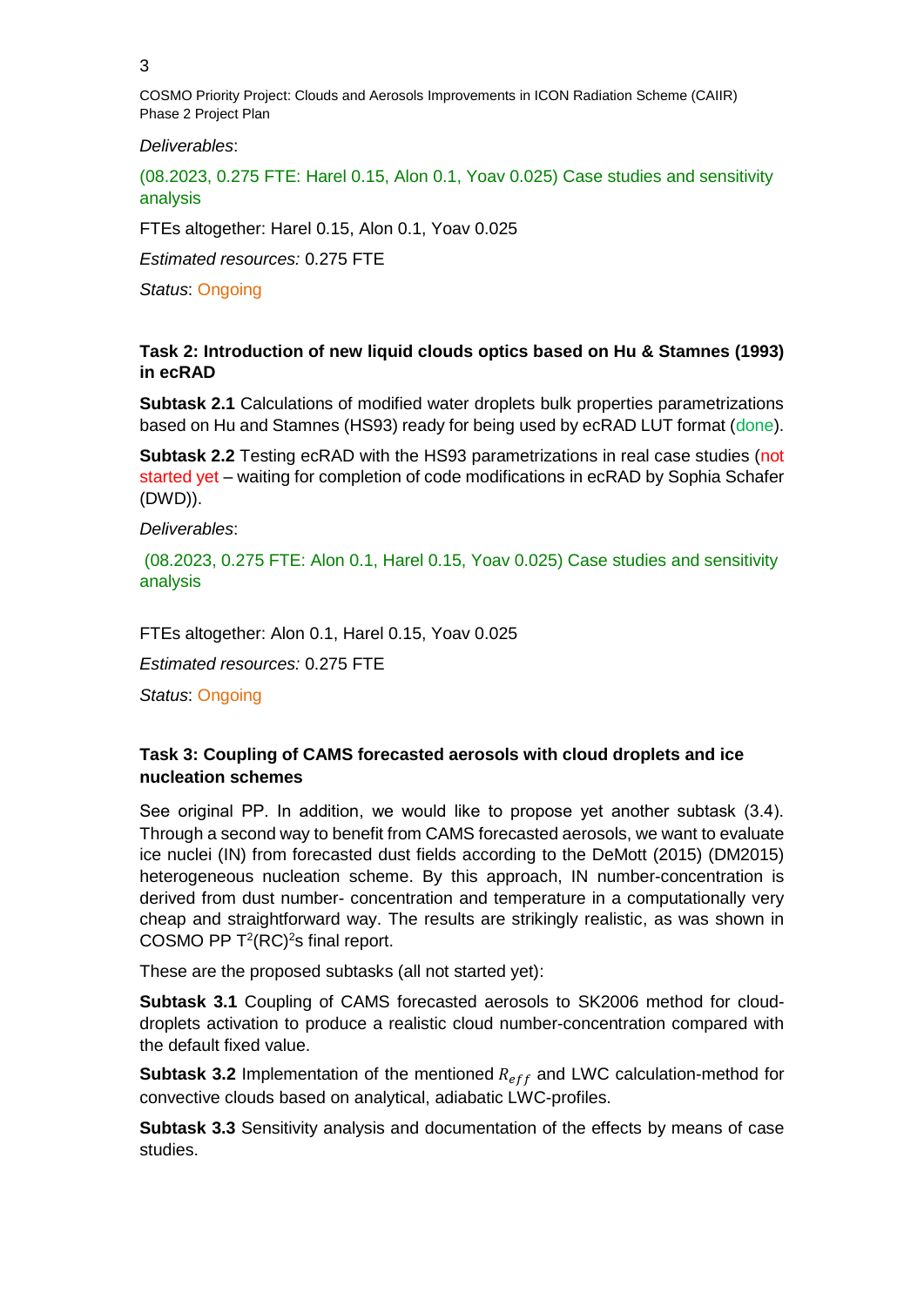*Deliverables*:

(08.2023, 0.275 FTE: Harel 0.15, Alon 0.1, Yoav 0.025) Case studies and sensitivity analysis

FTEs altogether: Harel 0.15, Alon 0.1, Yoav 0.025

*Estimated resources:* 0.275 FTE

*Status*: Ongoing

**Task 2: Introduction of new liquid clouds optics based on Hu & Stamnes (1993) in ecRAD**

**Subtask 2.1** Calculations of modified water droplets bulk properties parametrizations based on Hu and Stamnes (HS93) ready for being used by ecRAD LUT format (done).

**Subtask 2.2** Testing ecRAD with the HS93 parametrizations in real case studies (not started yet – waiting for completion of code modifications in ecRAD by Sophia Schafer (DWD)).

*Deliverables*:

(08.2023, 0.275 FTE: Alon 0.1, Harel 0.15, Yoav 0.025) Case studies and sensitivity analysis

FTEs altogether: Alon 0.1, Harel 0.15, Yoav 0.025

*Estimated resources:* 0.275 FTE

*Status*: Ongoing

**Task 3: Coupling of CAMS forecasted aerosols with cloud droplets and ice nucleation schemes**

See original PP. In addition, we would like to propose yet another subtask (3.4). Through a second way to benefit from CAMS forecasted aerosols, we want to evaluate ice nuclei (IN) from forecasted dust fields according to the DeMott (2015) (DM2015) heterogeneous nucleation scheme. By this approach, IN number-concentration is derived from dust number- concentration and temperature in a computationally very cheap and straightforward way. The results are strikingly realistic, as was shown in COSMO PP $T^2(RC)^2$s final report.

These are the proposed subtasks (all not started yet):

**Subtask 3.1** Coupling of CAMS forecasted aerosols to SK2006 method for cloud-droplets activation to produce a realistic cloud number-concentration compared with the default fixed value.

**Subtask 3.2** Implementation of the mentioned $R_{eff}$ and LWC calculation-method for convective clouds based on analytical, adiabatic LWC-profiles.

**Subtask 3.3** Sensitivity analysis and documentation of the effects by means of case studies.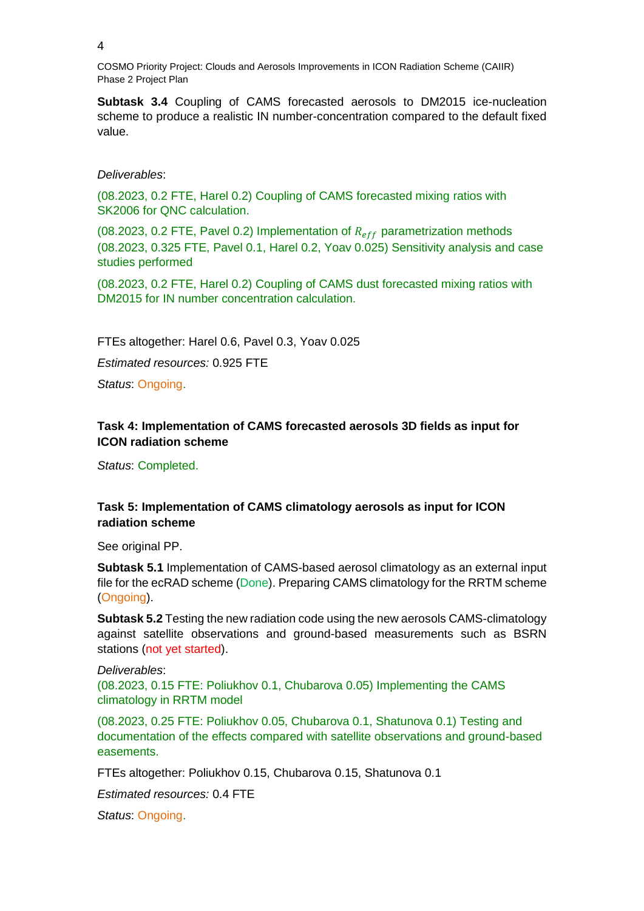**Subtask 3.4** Coupling of CAMS forecasted aerosols to DM2015 ice-nucleation scheme to produce a realistic IN number-concentration compared to the default fixed value.

*Deliverables*:

(08.2023, 0.2 FTE, Harel 0.2) Coupling of CAMS forecasted mixing ratios with SK2006 for QNC calculation.

(08.2023, 0.2 FTE, Pavel 0.2) Implementation of $R_{eff}$ parametrization methods
(08.2023, 0.325 FTE, Pavel 0.1, Harel 0.2, Yoav 0.025) Sensitivity analysis and case studies performed

(08.2023, 0.2 FTE, Harel 0.2) Coupling of CAMS dust forecasted mixing ratios with DM2015 for IN number concentration calculation.

FTEs altogether: Harel 0.6, Pavel 0.3, Yoav 0.025

*Estimated resources:* 0.925 FTE

*Status*: Ongoing.

**Task 4: Implementation of CAMS forecasted aerosols 3D fields as input for ICON radiation scheme**

*Status*: Completed.

**Task 5: Implementation of CAMS climatology aerosols as input for ICON radiation scheme**

See original PP.

**Subtask 5.1** Implementation of CAMS-based aerosol climatology as an external input file for the ecRAD scheme (Done). Preparing CAMS climatology for the RRTM scheme (Ongoing).

**Subtask 5.2** Testing the new radiation code using the new aerosols CAMS-climatology against satellite observations and ground-based measurements such as BSRN stations (not yet started).

*Deliverables*:
(08.2023, 0.15 FTE: Poliukhov 0.1, Chubarova 0.05) Implementing the CAMS climatology in RRTM model

(08.2023, 0.25 FTE: Poliukhov 0.05, Chubarova 0.1, Shatunova 0.1) Testing and documentation of the effects compared with satellite observations and ground-based easements.

FTEs altogether: Poliukhov 0.15, Chubarova 0.15, Shatunova 0.1

*Estimated resources:* 0.4 FTE

*Status*: Ongoing.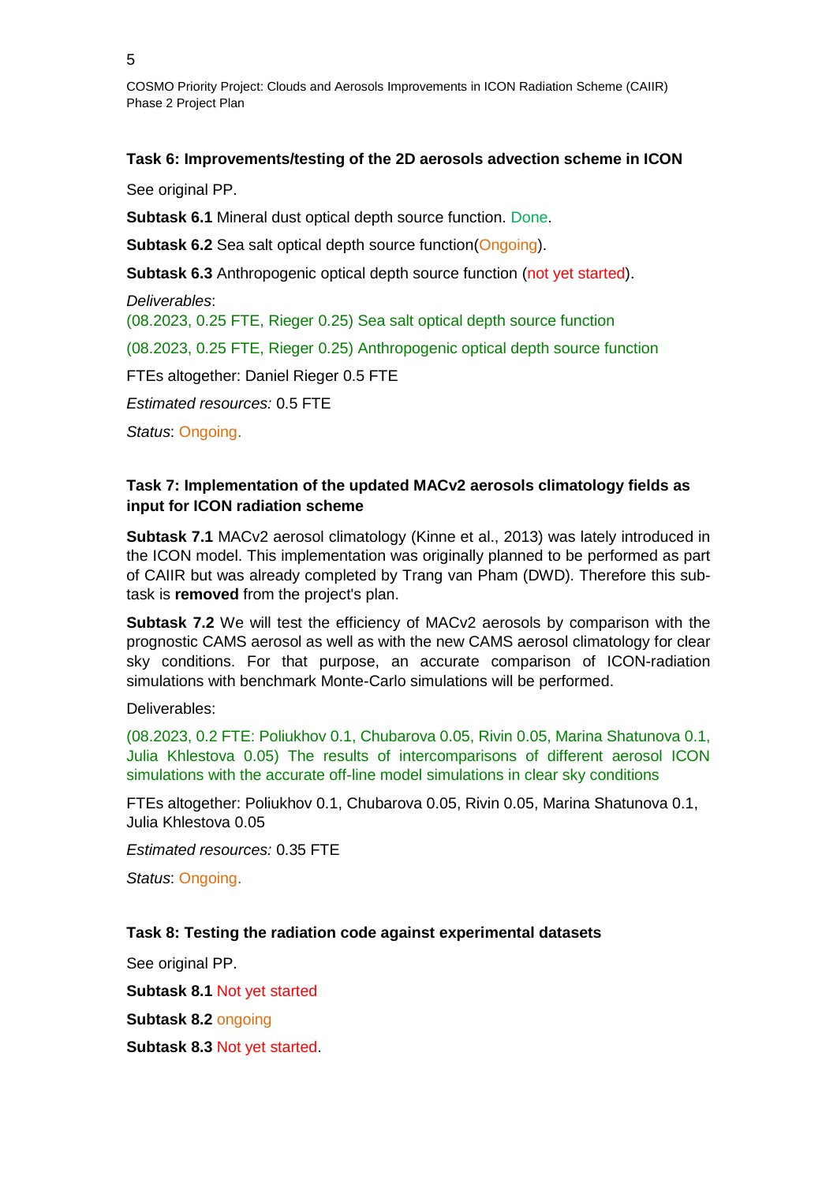**Task 6: Improvements/testing of the 2D aerosols advection scheme in ICON**

See original PP.

**Subtask 6.1** Mineral dust optical depth source function. Done.

**Subtask 6.2** Sea salt optical depth source function(Ongoing).

**Subtask 6.3** Anthropogenic optical depth source function (not yet started).

*Deliverables*:

(08.2023, 0.25 FTE, Rieger 0.25) Sea salt optical depth source function

(08.2023, 0.25 FTE, Rieger 0.25) Anthropogenic optical depth source function

FTEs altogether: Daniel Rieger 0.5 FTE

*Estimated resources:* 0.5 FTE

*Status*: Ongoing.

**Task 7: Implementation of the updated MACv2 aerosols climatology fields as input for ICON radiation scheme**

**Subtask 7.1** MACv2 aerosol climatology (Kinne et al., 2013) was lately introduced in the ICON model. This implementation was originally planned to be performed as part of CAIIR but was already completed by Trang van Pham (DWD). Therefore this sub-task is **removed** from the project's plan.

**Subtask 7.2** We will test the efficiency of MACv2 aerosols by comparison with the prognostic CAMS aerosol as well as with the new CAMS aerosol climatology for clear sky conditions. For that purpose, an accurate comparison of ICON-radiation simulations with benchmark Monte-Carlo simulations will be performed.

Deliverables:

(08.2023, 0.2 FTE: Poliukhov 0.1, Chubarova 0.05, Rivin 0.05, Marina Shatunova 0.1, Julia Khlestova 0.05) The results of intercomparisons of different aerosol ICON simulations with the accurate off-line model simulations in clear sky conditions

FTEs altogether: Poliukhov 0.1, Chubarova 0.05, Rivin 0.05, Marina Shatunova 0.1, Julia Khlestova 0.05

*Estimated resources:* 0.35 FTE

*Status*: Ongoing.

**Task 8: Testing the radiation code against experimental datasets**

See original PP.

**Subtask 8.1** Not yet started

**Subtask 8.2** ongoing

**Subtask 8.3** Not yet started.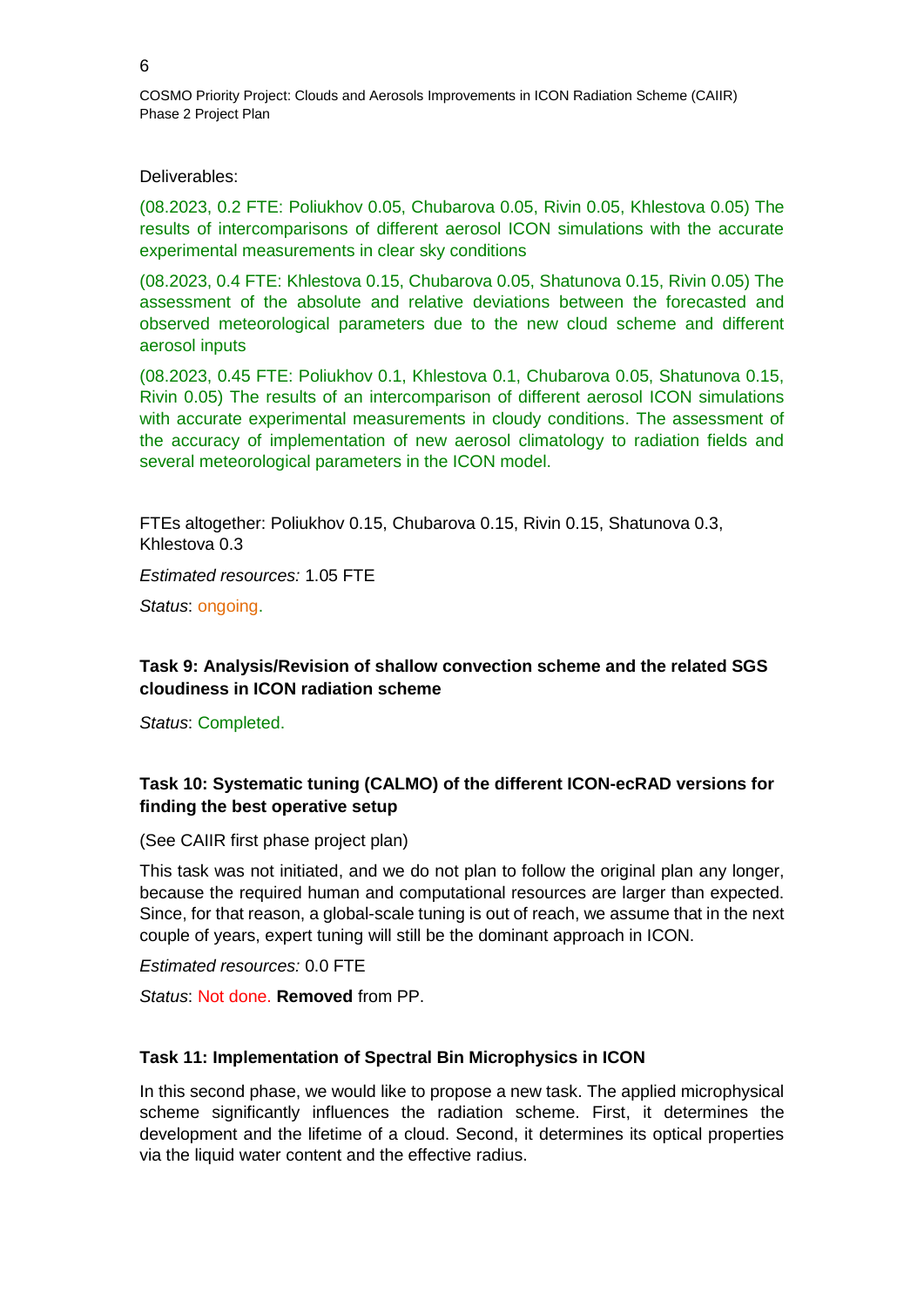Deliverables:

(08.2023, 0.2 FTE: Poliukhov 0.05, Chubarova 0.05, Rivin 0.05, Khlestova 0.05) The results of intercomparisons of different aerosol ICON simulations with the accurate experimental measurements in clear sky conditions

(08.2023, 0.4 FTE: Khlestova 0.15, Chubarova 0.05, Shatunova 0.15, Rivin 0.05) The assessment of the absolute and relative deviations between the forecasted and observed meteorological parameters due to the new cloud scheme and different aerosol inputs

(08.2023, 0.45 FTE: Poliukhov 0.1, Khlestova 0.1, Chubarova 0.05, Shatunova 0.15, Rivin 0.05) The results of an intercomparison of different aerosol ICON simulations with accurate experimental measurements in cloudy conditions. The assessment of the accuracy of implementation of new aerosol climatology to radiation fields and several meteorological parameters in the ICON model.

FTEs altogether: Poliukhov 0.15, Chubarova 0.15, Rivin 0.15, Shatunova 0.3, Khlestova 0.3

*Estimated resources:* 1.05 FTE

*Status*: ongoing.

### Task 9: Analysis/Revision of shallow convection scheme and the related SGS cloudiness in ICON radiation scheme

*Status*: Completed.

### Task 10: Systematic tuning (CALMO) of the different ICON-ecRAD versions for finding the best operative setup

(See CAIIR first phase project plan)

This task was not initiated, and we do not plan to follow the original plan any longer, because the required human and computational resources are larger than expected. Since, for that reason, a global-scale tuning is out of reach, we assume that in the next couple of years, expert tuning will still be the dominant approach in ICON.

*Estimated resources:* 0.0 FTE

*Status*: Not done. **Removed** from PP.

### Task 11: Implementation of Spectral Bin Microphysics in ICON

In this second phase, we would like to propose a new task. The applied microphysical scheme significantly influences the radiation scheme. First, it determines the development and the lifetime of a cloud. Second, it determines its optical properties via the liquid water content and the effective radius.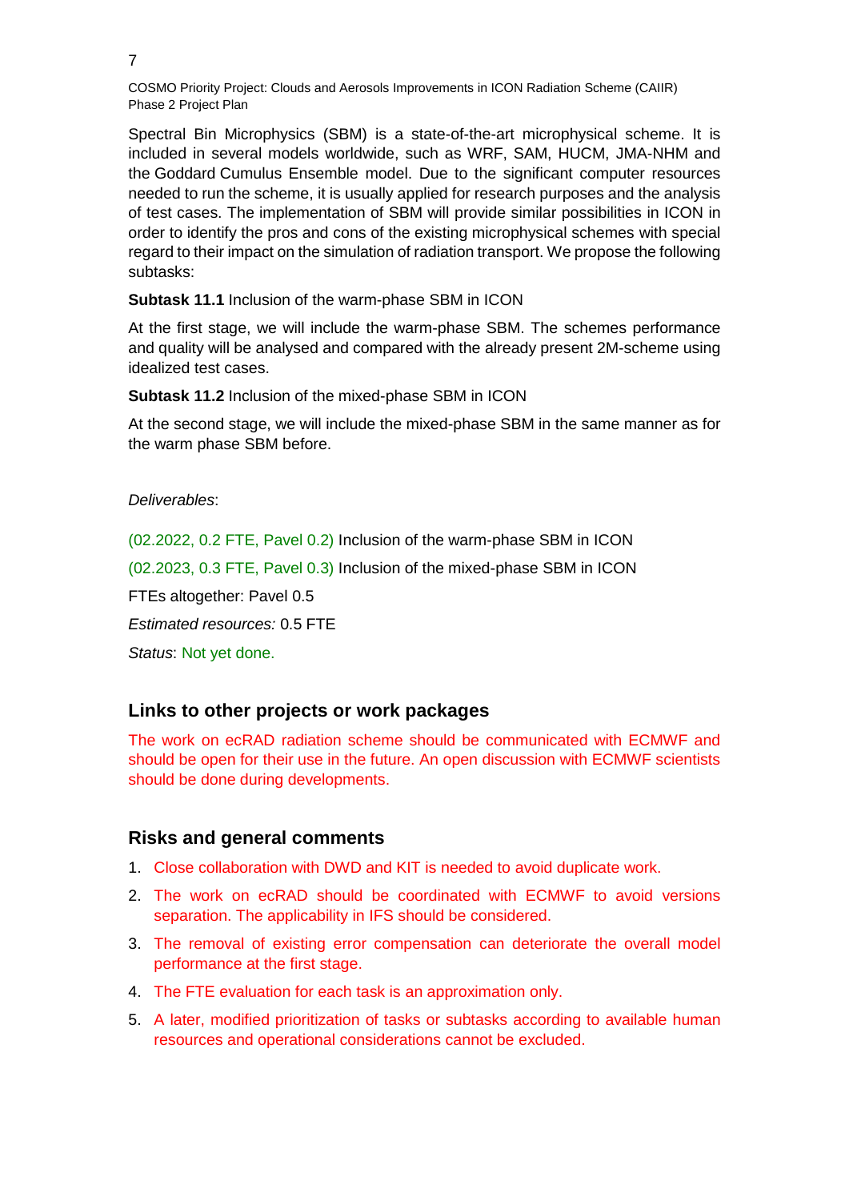Spectral Bin Microphysics (SBM) is a state-of-the-art microphysical scheme. It is included in several models worldwide, such as WRF, SAM, HUCM, JMA-NHM and the Goddard Cumulus Ensemble model. Due to the significant computer resources needed to run the scheme, it is usually applied for research purposes and the analysis of test cases. The implementation of SBM will provide similar possibilities in ICON in order to identify the pros and cons of the existing microphysical schemes with special regard to their impact on the simulation of radiation transport. We propose the following subtasks:

**Subtask 11.1** Inclusion of the warm-phase SBM in ICON

At the first stage, we will include the warm-phase SBM. The schemes performance and quality will be analysed and compared with the already present 2M-scheme using idealized test cases.

**Subtask 11.2** Inclusion of the mixed-phase SBM in ICON

At the second stage, we will include the mixed-phase SBM in the same manner as for the warm phase SBM before.

*Deliverables*:

(02.2022, 0.2 FTE, Pavel 0.2) Inclusion of the warm-phase SBM in ICON

(02.2023, 0.3 FTE, Pavel 0.3) Inclusion of the mixed-phase SBM in ICON

FTEs altogether: Pavel 0.5

*Estimated resources:* 0.5 FTE

*Status*: Not yet done.

## Links to other projects or work packages

The work on ecRAD radiation scheme should be communicated with ECMWF and should be open for their use in the future. An open discussion with ECMWF scientists should be done during developments.

## Risks and general comments

1. Close collaboration with DWD and KIT is needed to avoid duplicate work.
2. The work on ecRAD should be coordinated with ECMWF to avoid versions separation. The applicability in IFS should be considered.
3. The removal of existing error compensation can deteriorate the overall model performance at the first stage.
4. The FTE evaluation for each task is an approximation only.
5. A later, modified prioritization of tasks or subtasks according to available human resources and operational considerations cannot be excluded.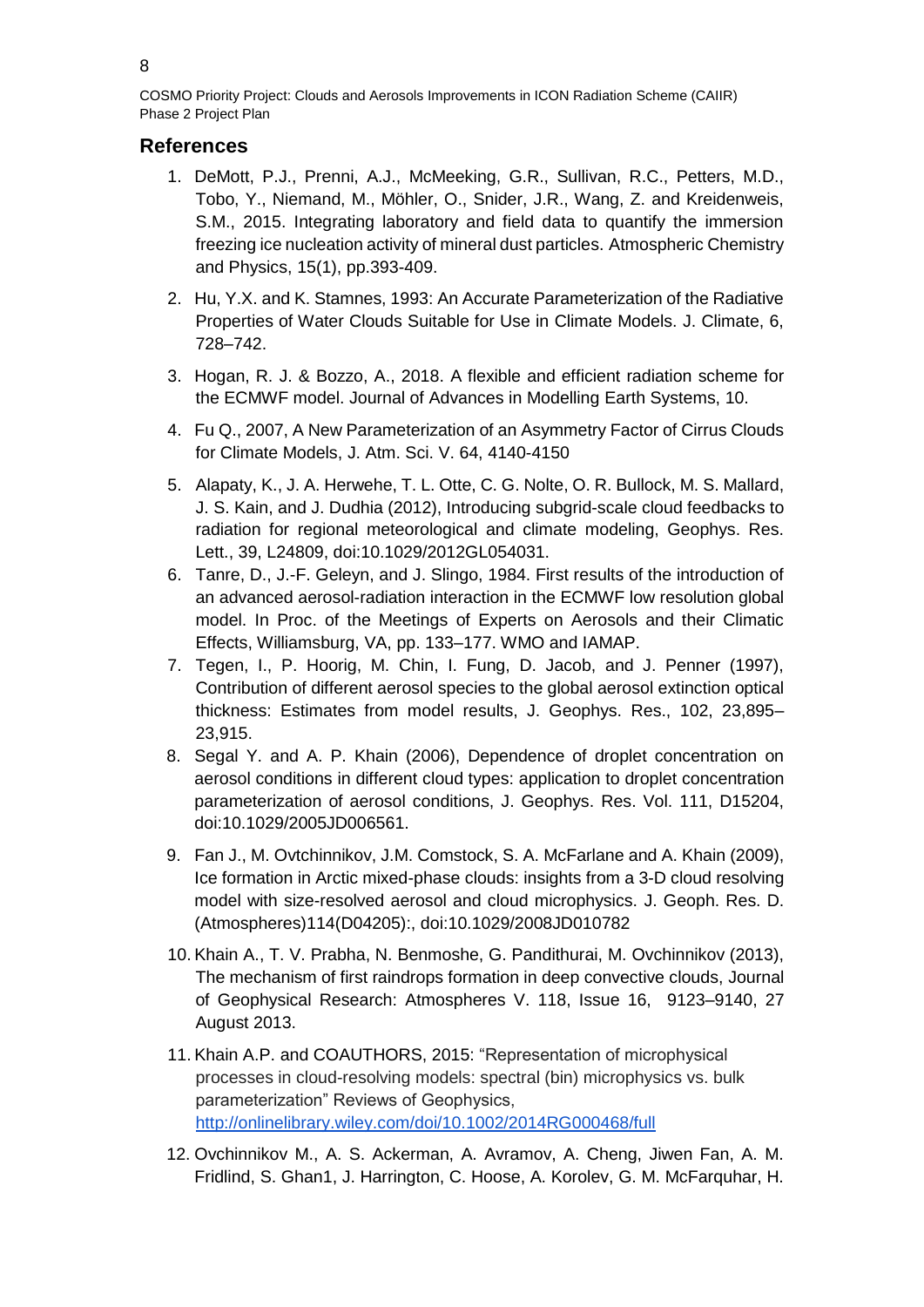## References

1. DeMott, P.J., Prenni, A.J., McMeeking, G.R., Sullivan, R.C., Petters, M.D., Tobo, Y., Niemand, M., Möhler, O., Snider, J.R., Wang, Z. and Kreidenweis, S.M., 2015. Integrating laboratory and field data to quantify the immersion freezing ice nucleation activity of mineral dust particles. Atmospheric Chemistry and Physics, 15(1), pp.393-409.

2. Hu, Y.X. and K. Stamnes, 1993: An Accurate Parameterization of the Radiative Properties of Water Clouds Suitable for Use in Climate Models. J. Climate, 6, 728–742.

3. Hogan, R. J. & Bozzo, A., 2018. A flexible and efficient radiation scheme for the ECMWF model. Journal of Advances in Modelling Earth Systems, 10.

4. Fu Q., 2007, A New Parameterization of an Asymmetry Factor of Cirrus Clouds for Climate Models, J. Atm. Sci. V. 64, 4140-4150

5. Alapaty, K., J. A. Herwehe, T. L. Otte, C. G. Nolte, O. R. Bullock, M. S. Mallard, J. S. Kain, and J. Dudhia (2012), Introducing subgrid-scale cloud feedbacks to radiation for regional meteorological and climate modeling, Geophys. Res. Lett., 39, L24809, doi:10.1029/2012GL054031.

6. Tanre, D., J.-F. Geleyn, and J. Slingo, 1984. First results of the introduction of an advanced aerosol-radiation interaction in the ECMWF low resolution global model. In Proc. of the Meetings of Experts on Aerosols and their Climatic Effects, Williamsburg, VA, pp. 133–177. WMO and IAMAP.

7. Tegen, I., P. Hoorig, M. Chin, I. Fung, D. Jacob, and J. Penner (1997), Contribution of different aerosol species to the global aerosol extinction optical thickness: Estimates from model results, J. Geophys. Res., 102, 23,895–23,915.

8. Segal Y. and A. P. Khain (2006), Dependence of droplet concentration on aerosol conditions in different cloud types: application to droplet concentration parameterization of aerosol conditions, J. Geophys. Res. Vol. 111, D15204, doi:10.1029/2005JD006561.

9. Fan J., M. Ovtchinnikov, J.M. Comstock, S. A. McFarlane and A. Khain (2009), Ice formation in Arctic mixed-phase clouds: insights from a 3-D cloud resolving model with size-resolved aerosol and cloud microphysics. J. Geoph. Res. D. (Atmospheres)114(D04205):, doi:10.1029/2008JD010782

10. Khain A., T. V. Prabha, N. Benmoshe, G. Pandithurai, M. Ovchinnikov (2013), The mechanism of first raindrops formation in deep convective clouds, Journal of Geophysical Research: Atmospheres V. 118, Issue 16, 9123–9140, 27 August 2013.

11. Khain A.P. and COAUTHORS, 2015: "Representation of microphysical processes in cloud-resolving models: spectral (bin) microphysics vs. bulk parameterization" Reviews of Geophysics, http://onlinelibrary.wiley.com/doi/10.1002/2014RG000468/full

12. Ovchinnikov M., A. S. Ackerman, A. Avramov, A. Cheng, Jiwen Fan, A. M. Fridlind, S. Ghan1, J. Harrington, C. Hoose, A. Korolev, G. M. McFarquhar, H.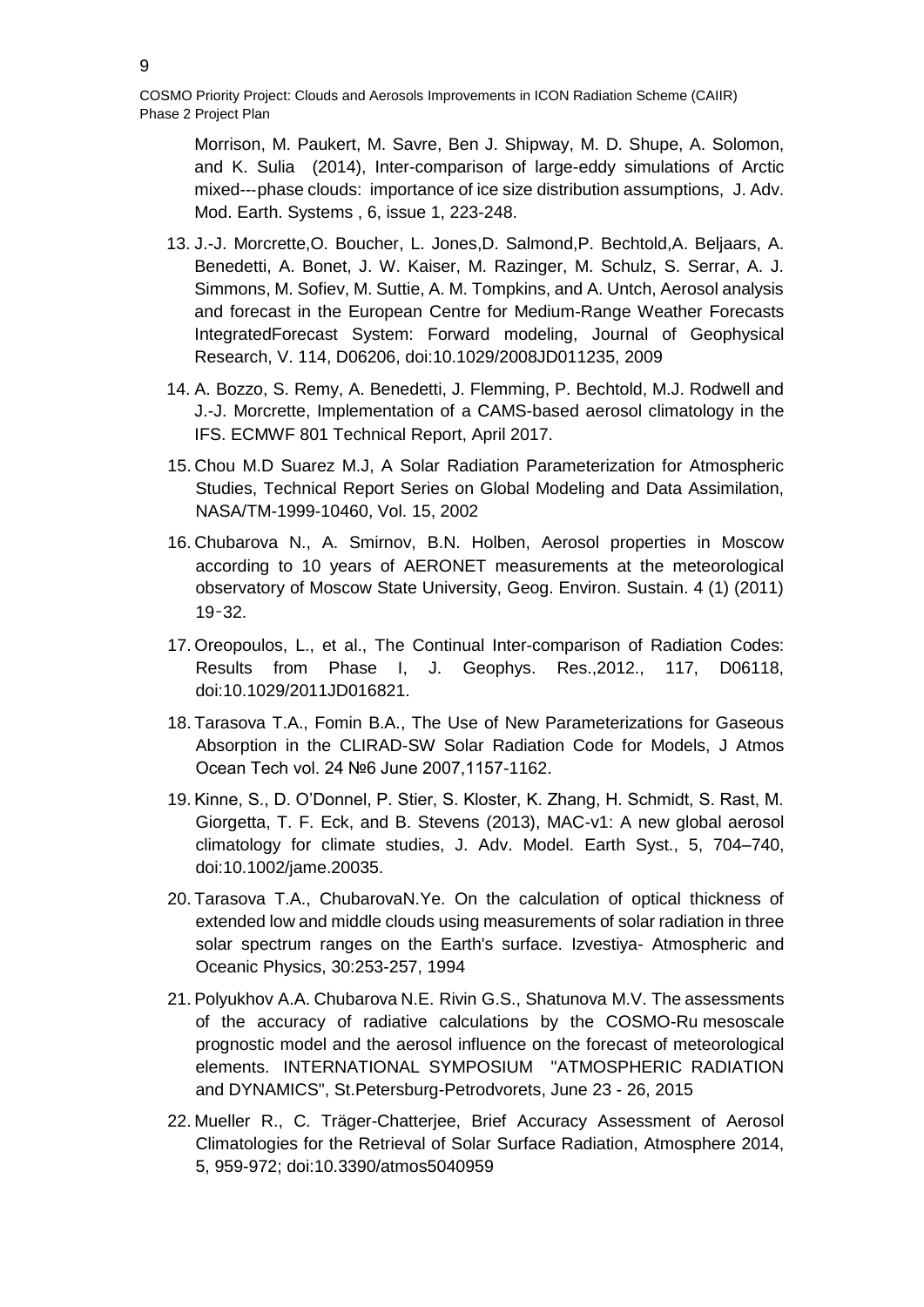Morrison, M. Paukert, M. Savre, Ben J. Shipway, M. D. Shupe, A. Solomon, and K. Sulia (2014), Inter-comparison of large-eddy simulations of Arctic mixed---phase clouds: importance of ice size distribution assumptions, J. Adv. Mod. Earth. Systems , 6, issue 1, 223-248.

13. J.-J. Morcrette,O. Boucher, L. Jones,D. Salmond,P. Bechtold,A. Beljaars, A. Benedetti, A. Bonet, J. W. Kaiser, M. Razinger, M. Schulz, S. Serrar, A. J. Simmons, M. Sofiev, M. Suttie, A. M. Tompkins, and A. Untch, Aerosol analysis and forecast in the European Centre for Medium-Range Weather Forecasts IntegratedForecast System: Forward modeling, Journal of Geophysical Research, V. 114, D06206, doi:10.1029/2008JD011235, 2009

14. A. Bozzo, S. Remy, A. Benedetti, J. Flemming, P. Bechtold, M.J. Rodwell and J.-J. Morcrette, Implementation of a CAMS-based aerosol climatology in the IFS. ECMWF 801 Technical Report, April 2017.

15. Chou M.D Suarez M.J, A Solar Radiation Parameterization for Atmospheric Studies, Technical Report Series on Global Modeling and Data Assimilation, NASA/TM-1999-10460, Vol. 15, 2002

16. Chubarova N., A. Smirnov, B.N. Holben, Aerosol properties in Moscow according to 10 years of AERONET measurements at the meteorological observatory of Moscow State University, Geog. Environ. Sustain. 4 (1) (2011) 19-32.

17. Oreopoulos, L., et al., The Continual Inter-comparison of Radiation Codes: Results from Phase I, J. Geophys. Res.,2012., 117, D06118, doi:10.1029/2011JD016821.

18. Tarasova T.A., Fomin B.A., The Use of New Parameterizations for Gaseous Absorption in the CLIRAD-SW Solar Radiation Code for Models, J Atmos Ocean Tech vol. 24 №6 June 2007,1157-1162.

19. Kinne, S., D. O'Donnel, P. Stier, S. Kloster, K. Zhang, H. Schmidt, S. Rast, M. Giorgetta, T. F. Eck, and B. Stevens (2013), MAC-v1: A new global aerosol climatology for climate studies, J. Adv. Model. Earth Syst., 5, 704–740, doi:10.1002/jame.20035.

20. Tarasova T.A., ChubarovaN.Ye. On the calculation of optical thickness of extended low and middle clouds using measurements of solar radiation in three solar spectrum ranges on the Earth's surface. Izvestiya- Atmospheric and Oceanic Physics, 30:253-257, 1994

21. Polyukhov A.A. Chubarova N.E. Rivin G.S., Shatunova M.V. The assessments of the accuracy of radiative calculations by the COSMO-Ru mesoscale prognostic model and the aerosol influence on the forecast of meteorological elements. INTERNATIONAL SYMPOSIUM "ATMOSPHERIC RADIATION and DYNAMICS", St.Petersburg-Petrodvorets, June 23 - 26, 2015

22. Mueller R., C. Träger-Chatterjee, Brief Accuracy Assessment of Aerosol Climatologies for the Retrieval of Solar Surface Radiation, Atmosphere 2014, 5, 959-972; doi:10.3390/atmos5040959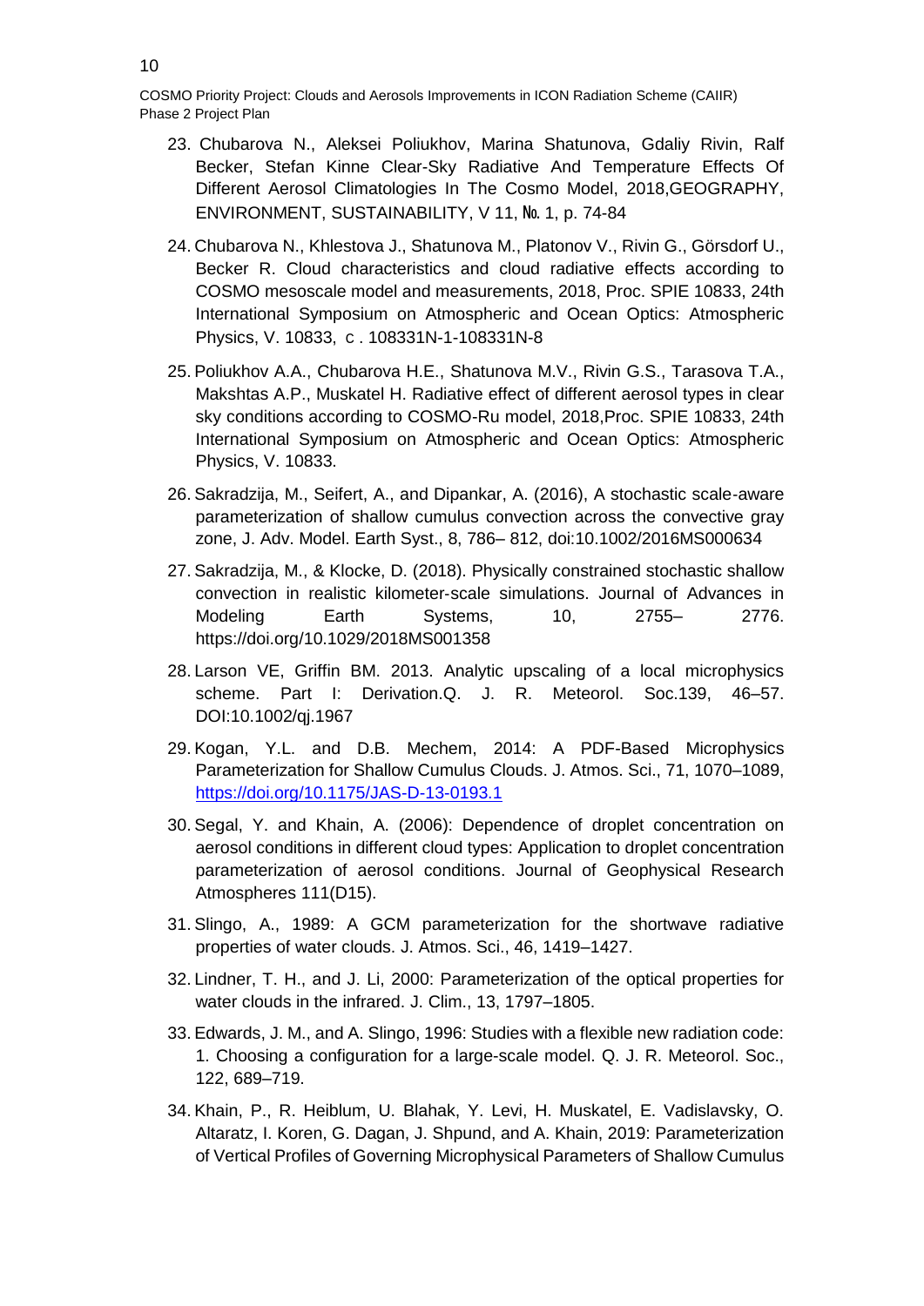23. Chubarova N., Aleksei Poliukhov, Marina Shatunova, Gdaliy Rivin, Ralf Becker, Stefan Kinne Clear-Sky Radiative And Temperature Effects Of Different Aerosol Climatologies In The Cosmo Model, 2018,GEOGRAPHY, ENVIRONMENT, SUSTAINABILITY, V 11, № 1, p. 74-84

24. Chubarova N., Khlestova J., Shatunova M., Platonov V., Rivin G., Görsdorf U., Becker R. Cloud characteristics and cloud radiative effects according to COSMO mesoscale model and measurements, 2018, Proc. SPIE 10833, 24th International Symposium on Atmospheric and Ocean Optics: Atmospheric Physics, V. 10833, с. 108331N-1-108331N-8

25. Poliukhov A.A., Chubarova H.E., Shatunova M.V., Rivin G.S., Tarasova T.A., Makshtas A.P., Muskatel H. Radiative effect of different aerosol types in clear sky conditions according to COSMO-Ru model, 2018,Proc. SPIE 10833, 24th International Symposium on Atmospheric and Ocean Optics: Atmospheric Physics, V. 10833.

26. Sakradzija, M., Seifert, A., and Dipankar, A. (2016), A stochastic scale-aware parameterization of shallow cumulus convection across the convective gray zone, J. Adv. Model. Earth Syst., 8, 786– 812, doi:10.1002/2016MS000634

27. Sakradzija, M., & Klocke, D. (2018). Physically constrained stochastic shallow convection in realistic kilometer-scale simulations. Journal of Advances in Modeling Earth Systems, 10, 2755– 2776. https://doi.org/10.1029/2018MS001358

28. Larson VE, Griffin BM. 2013. Analytic upscaling of a local microphysics scheme. Part I: Derivation.Q. J. R. Meteorol. Soc.139, 46–57. DOI:10.1002/qj.1967

29. Kogan, Y.L. and D.B. Mechem, 2014: A PDF-Based Microphysics Parameterization for Shallow Cumulus Clouds. J. Atmos. Sci., 71, 1070–1089, https://doi.org/10.1175/JAS-D-13-0193.1

30. Segal, Y. and Khain, A. (2006): Dependence of droplet concentration on aerosol conditions in different cloud types: Application to droplet concentration parameterization of aerosol conditions. Journal of Geophysical Research Atmospheres 111(D15).

31. Slingo, A., 1989: A GCM parameterization for the shortwave radiative properties of water clouds. J. Atmos. Sci., 46, 1419–1427.

32. Lindner, T. H., and J. Li, 2000: Parameterization of the optical properties for water clouds in the infrared. J. Clim., 13, 1797–1805.

33. Edwards, J. M., and A. Slingo, 1996: Studies with a flexible new radiation code: 1. Choosing a configuration for a large-scale model. Q. J. R. Meteorol. Soc., 122, 689–719.

34. Khain, P., R. Heiblum, U. Blahak, Y. Levi, H. Muskatel, E. Vadislavsky, O. Altaratz, I. Koren, G. Dagan, J. Shpund, and A. Khain, 2019: Parameterization of Vertical Profiles of Governing Microphysical Parameters of Shallow Cumulus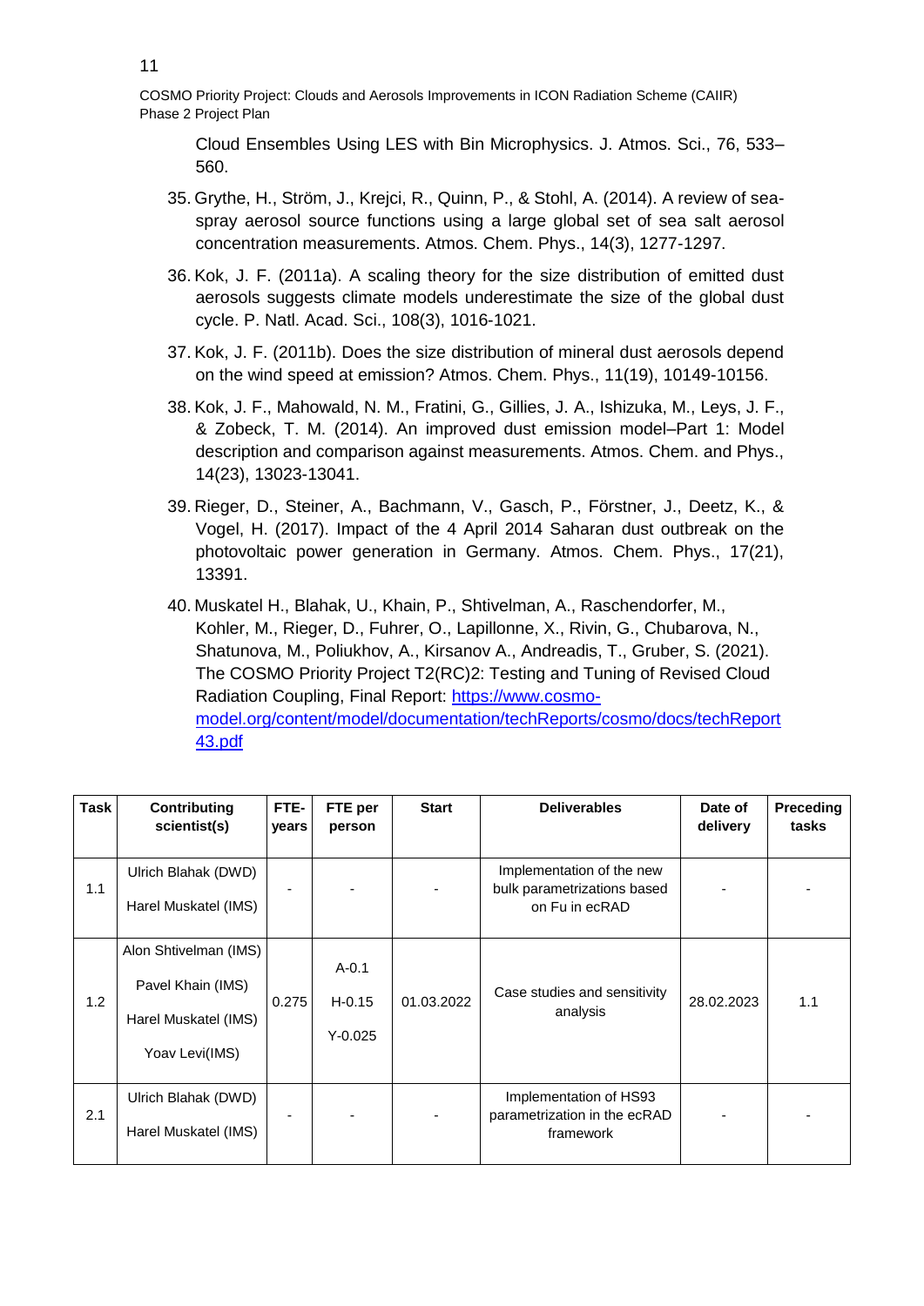Cloud Ensembles Using LES with Bin Microphysics. J. Atmos. Sci., 76, 533–560.

35. Grythe, H., Ström, J., Krejci, R., Quinn, P., & Stohl, A. (2014). A review of sea-spray aerosol source functions using a large global set of sea salt aerosol concentration measurements. Atmos. Chem. Phys., 14(3), 1277-1297.

36. Kok, J. F. (2011a). A scaling theory for the size distribution of emitted dust aerosols suggests climate models underestimate the size of the global dust cycle. P. Natl. Acad. Sci., 108(3), 1016-1021.

37. Kok, J. F. (2011b). Does the size distribution of mineral dust aerosols depend on the wind speed at emission? Atmos. Chem. Phys., 11(19), 10149-10156.

38. Kok, J. F., Mahowald, N. M., Fratini, G., Gillies, J. A., Ishizuka, M., Leys, J. F., & Zobeck, T. M. (2014). An improved dust emission model–Part 1: Model description and comparison against measurements. Atmos. Chem. and Phys., 14(23), 13023-13041.

39. Rieger, D., Steiner, A., Bachmann, V., Gasch, P., Förstner, J., Deetz, K., & Vogel, H. (2017). Impact of the 4 April 2014 Saharan dust outbreak on the photovoltaic power generation in Germany. Atmos. Chem. Phys., 17(21), 13391.

40. Muskatel H., Blahak, U., Khain, P., Shtivelman, A., Raschendorfer, M., Kohler, M., Rieger, D., Fuhrer, O., Lapillonne, X., Rivin, G., Chubarova, N., Shatunova, M., Poliukhov, A., Kirsanov A., Andreadis, T., Gruber, S. (2021). The COSMO Priority Project T2(RC)2: Testing and Tuning of Revised Cloud Radiation Coupling, Final Report: [https://www.cosmo-model.org/content/model/documentation/techReports/cosmo/docs/techReport43.pdf](https://www.cosmo-model.org/content/model/documentation/techReports/cosmo/docs/techReport43.pdf)

| Task | Contributing scientist(s) | FTE-years | FTE per person | Start | Deliverables | Date of delivery | Preceding tasks |
|---|---|---|---|---|---|---|---|
| 1.1 | Ulrich Blahak (DWD)<br>Harel Muskatel (IMS) | - | - | - | Implementation of the new bulk parametrizations based on Fu in ecRAD | - | - |
| 1.2 | Alon Shtivelman (IMS)<br>Pavel Khain (IMS)<br>Harel Muskatel (IMS)<br>Yoav Levi(IMS) | 0.275 | A-0.1<br>H-0.15<br>Y-0.025 | 01.03.2022 | Case studies and sensitivity analysis | 28.02.2023 | 1.1 |
| 2.1 | Ulrich Blahak (DWD)<br>Harel Muskatel (IMS) | - | - | - | Implementation of HS93 parametrization in the ecRAD framework | - | - |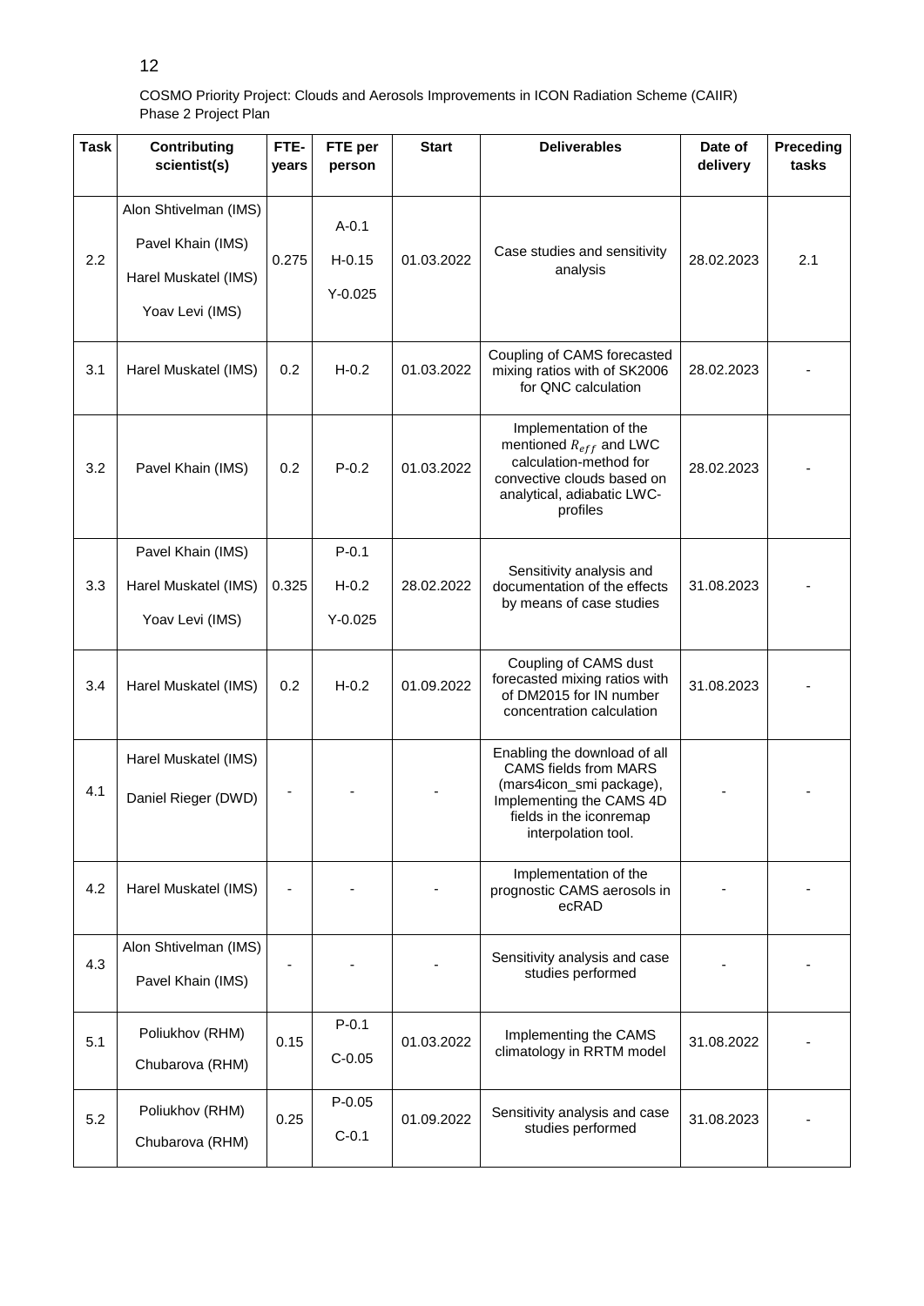| Task | Contributing scientist(s) | FTE-years | FTE per person | Start | Deliverables | Date of delivery | Preceding tasks |
|---|---|---|---|---|---|---|---|
| 2.2 | Alon Shtivelman (IMS)<br>Pavel Khain (IMS)<br>Harel Muskatel (IMS)<br>Yoav Levi (IMS) | 0.275 | A-0.1<br>H-0.15<br>Y-0.025 | 01.03.2022 | Case studies and sensitivity analysis | 28.02.2023 | 2.1 |
| 3.1 | Harel Muskatel (IMS) | 0.2 | H-0.2 | 01.03.2022 | Coupling of CAMS forecasted mixing ratios with of SK2006 for QNC calculation | 28.02.2023 | - |
| 3.2 | Pavel Khain (IMS) | 0.2 | P-0.2 | 01.03.2022 | Implementation of the mentioned $R_{eff}$ and LWC calculation-method for convective clouds based on analytical, adiabatic LWC-profiles | 28.02.2023 | - |
| 3.3 | Pavel Khain (IMS)<br>Harel Muskatel (IMS)<br>Yoav Levi (IMS) | 0.325 | P-0.1<br>H-0.2<br>Y-0.025 | 28.02.2022 | Sensitivity analysis and documentation of the effects by means of case studies | 31.08.2023 | - |
| 3.4 | Harel Muskatel (IMS) | 0.2 | H-0.2 | 01.09.2022 | Coupling of CAMS dust forecasted mixing ratios with of DM2015 for IN number concentration calculation | 31.08.2023 | - |
| 4.1 | Harel Muskatel (IMS)<br>Daniel Rieger (DWD) | - | - | - | Enabling the download of all CAMS fields from MARS (mars4icon_smi package), Implementing the CAMS 4D fields in the iconremap interpolation tool. | - | - |
| 4.2 | Harel Muskatel (IMS) | - | - | - | Implementation of the prognostic CAMS aerosols in ecRAD | - | - |
| 4.3 | Alon Shtivelman (IMS)<br>Pavel Khain (IMS) | - | - | - | Sensitivity analysis and case studies performed | - | - |
| 5.1 | Poliukhov (RHM)<br>Chubarova (RHM) | 0.15 | P-0.1<br>C-0.05 | 01.03.2022 | Implementing the CAMS climatology in RRTM model | 31.08.2022 | - |
| 5.2 | Poliukhov (RHM)<br>Chubarova (RHM) | 0.25 | P-0.05<br>C-0.1 | 01.09.2022 | Sensitivity analysis and case studies performed | 31.08.2023 | - |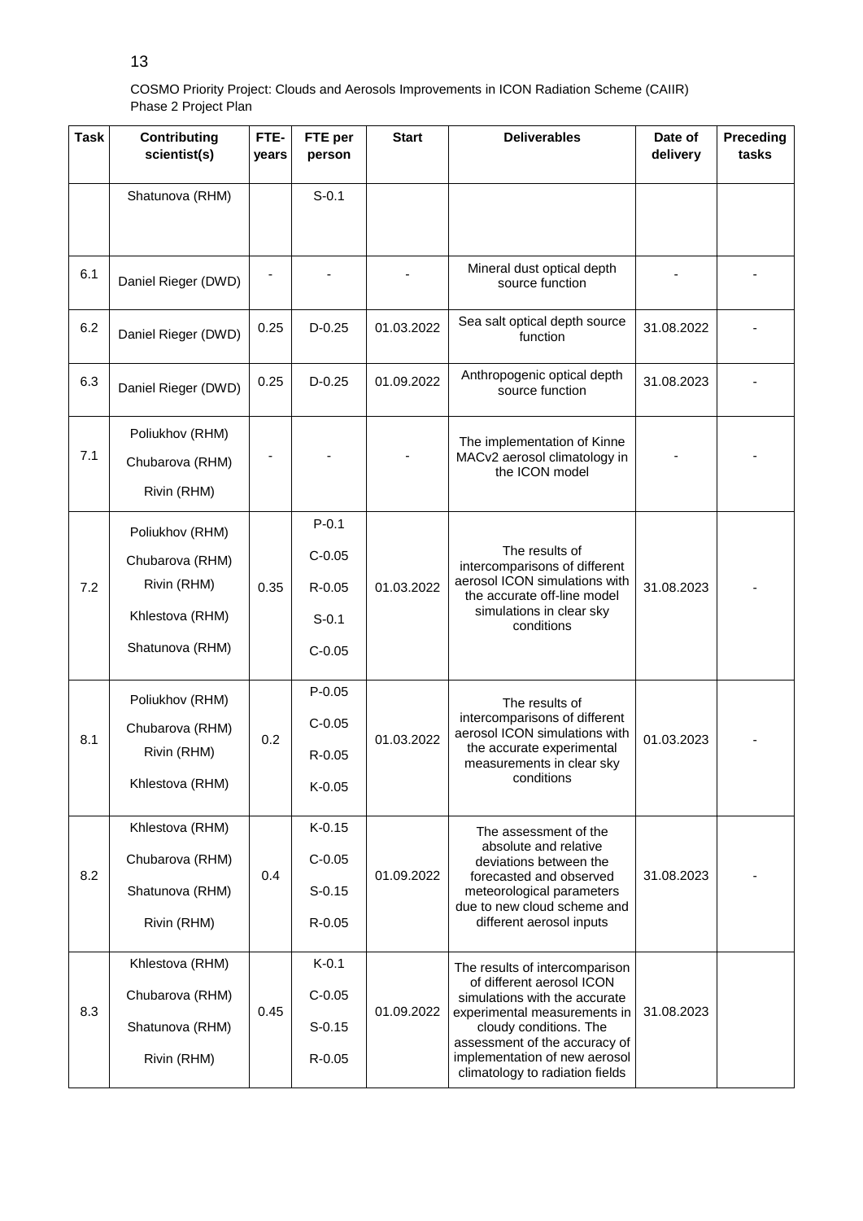COSMO Priority Project: Clouds and Aerosols Improvements in ICON Radiation Scheme (CAIIR)
Phase 2 Project Plan

| Task | Contributing scientist(s) | FTE-years | FTE per person | Start | Deliverables | Date of delivery | Preceding tasks |
|---|---|---|---|---|---|---|---|
| | Shatunova (RHM) | | S-0.1 | | | | |
| 6.1 | Daniel Rieger (DWD) | - | - | - | Mineral dust optical depth source function | - | - |
| 6.2 | Daniel Rieger (DWD) | 0.25 | D-0.25 | 01.03.2022 | Sea salt optical depth source function | 31.08.2022 | - |
| 6.3 | Daniel Rieger (DWD) | 0.25 | D-0.25 | 01.09.2022 | Anthropogenic optical depth source function | 31.08.2023 | - |
| 7.1 | Poliukhov (RHM)<br>Chubarova (RHM)<br>Rivin (RHM) | - | - | - | The implementation of Kinne MACv2 aerosol climatology in the ICON model | - | - |
| 7.2 | Poliukhov (RHM)<br>Chubarova (RHM)<br>Rivin (RHM)<br>Khlestova (RHM)<br>Shatunova (RHM) | 0.35 | P-0.1<br>C-0.05<br>R-0.05<br>S-0.1<br>C-0.05 | 01.03.2022 | The results of intercomparisons of different aerosol ICON simulations with the accurate off-line model simulations in clear sky conditions | 31.08.2023 | - |
| 8.1 | Poliukhov (RHM)<br>Chubarova (RHM)<br>Rivin (RHM)<br>Khlestova (RHM) | 0.2 | P-0.05<br>C-0.05<br>R-0.05<br>K-0.05 | 01.03.2022 | The results of intercomparisons of different aerosol ICON simulations with the accurate experimental measurements in clear sky conditions | 01.03.2023 | - |
| 8.2 | Khlestova (RHM)<br>Chubarova (RHM)<br>Shatunova (RHM)<br>Rivin (RHM) | 0.4 | K-0.15<br>C-0.05<br>S-0.15<br>R-0.05 | 01.09.2022 | The assessment of the absolute and relative deviations between the forecasted and observed meteorological parameters due to new cloud scheme and different aerosol inputs | 31.08.2023 | - |
| 8.3 | Khlestova (RHM)<br>Chubarova (RHM)<br>Shatunova (RHM)<br>Rivin (RHM) | 0.45 | K-0.1<br>C-0.05<br>S-0.15<br>R-0.05 | 01.09.2022 | The results of intercomparison of different aerosol ICON simulations with the accurate experimental measurements in cloudy conditions. The assessment of the accuracy of implementation of new aerosol climatology to radiation fields | 31.08.2023 | |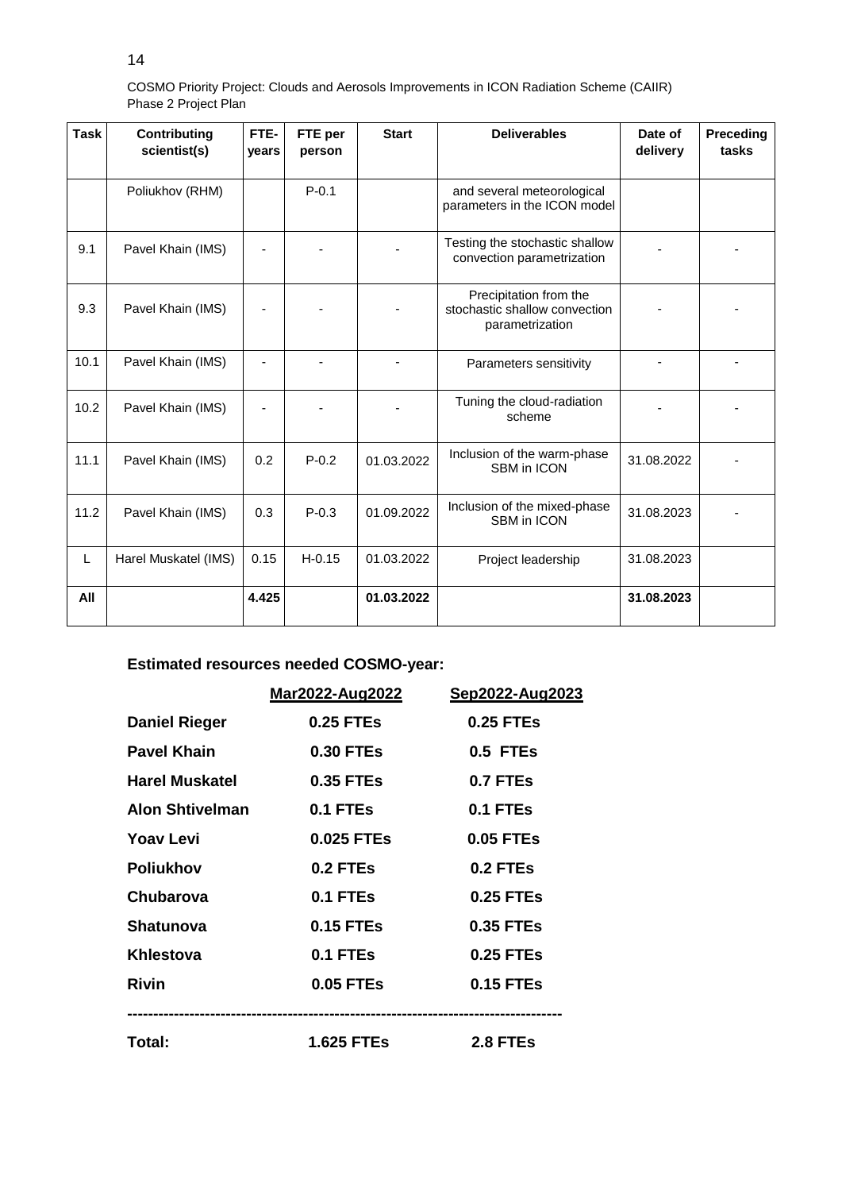| Task | Contributing scientist(s) | FTE-years | FTE per person | Start | Deliverables | Date of delivery | Preceding tasks |
|---|---|---|---|---|---|---|---|
| | Poliukhov (RHM) | | P-0.1 | | and several meteorological parameters in the ICON model | | |
| 9.1 | Pavel Khain (IMS) | - | - | - | Testing the stochastic shallow convection parametrization | - | - |
| 9.3 | Pavel Khain (IMS) | - | - | - | Precipitation from the stochastic shallow convection parametrization | - | - |
| 10.1 | Pavel Khain (IMS) | - | - | - | Parameters sensitivity | - | - |
| 10.2 | Pavel Khain (IMS) | - | - | - | Tuning the cloud-radiation scheme | - | - |
| 11.1 | Pavel Khain (IMS) | 0.2 | P-0.2 | 01.03.2022 | Inclusion of the warm-phase SBM in ICON | 31.08.2022 | - |
| 11.2 | Pavel Khain (IMS) | 0.3 | P-0.3 | 01.09.2022 | Inclusion of the mixed-phase SBM in ICON | 31.08.2023 | - |
| L | Harel Muskatel (IMS) | 0.15 | H-0.15 | 01.03.2022 | Project leadership | 31.08.2023 | |
| **All** | | **4.425** | | **01.03.2022** | | **31.08.2023** | |

**Estimated resources needed COSMO-year:**

| | Mar2022-Aug2022 | Sep2022-Aug2023 |
|---|---|---|
| **Daniel Rieger** | **0.25 FTEs** | **0.25 FTEs** |
| **Pavel Khain** | **0.30 FTEs** | **0.5 FTEs** |
| **Harel Muskatel** | **0.35 FTEs** | **0.7 FTEs** |
| **Alon Shtivelman** | **0.1 FTEs** | **0.1 FTEs** |
| **Yoav Levi** | **0.025 FTEs** | **0.05 FTEs** |
| **Poliukhov** | **0.2 FTEs** | **0.2 FTEs** |
| **Chubarova** | **0.1 FTEs** | **0.25 FTEs** |
| **Shatunova** | **0.15 FTEs** | **0.35 FTEs** |
| **Khlestova** | **0.1 FTEs** | **0.25 FTEs** |
| **Rivin** | **0.05 FTEs** | **0.15 FTEs** |
| **Total:** | **1.625 FTEs** | **2.8 FTEs** |